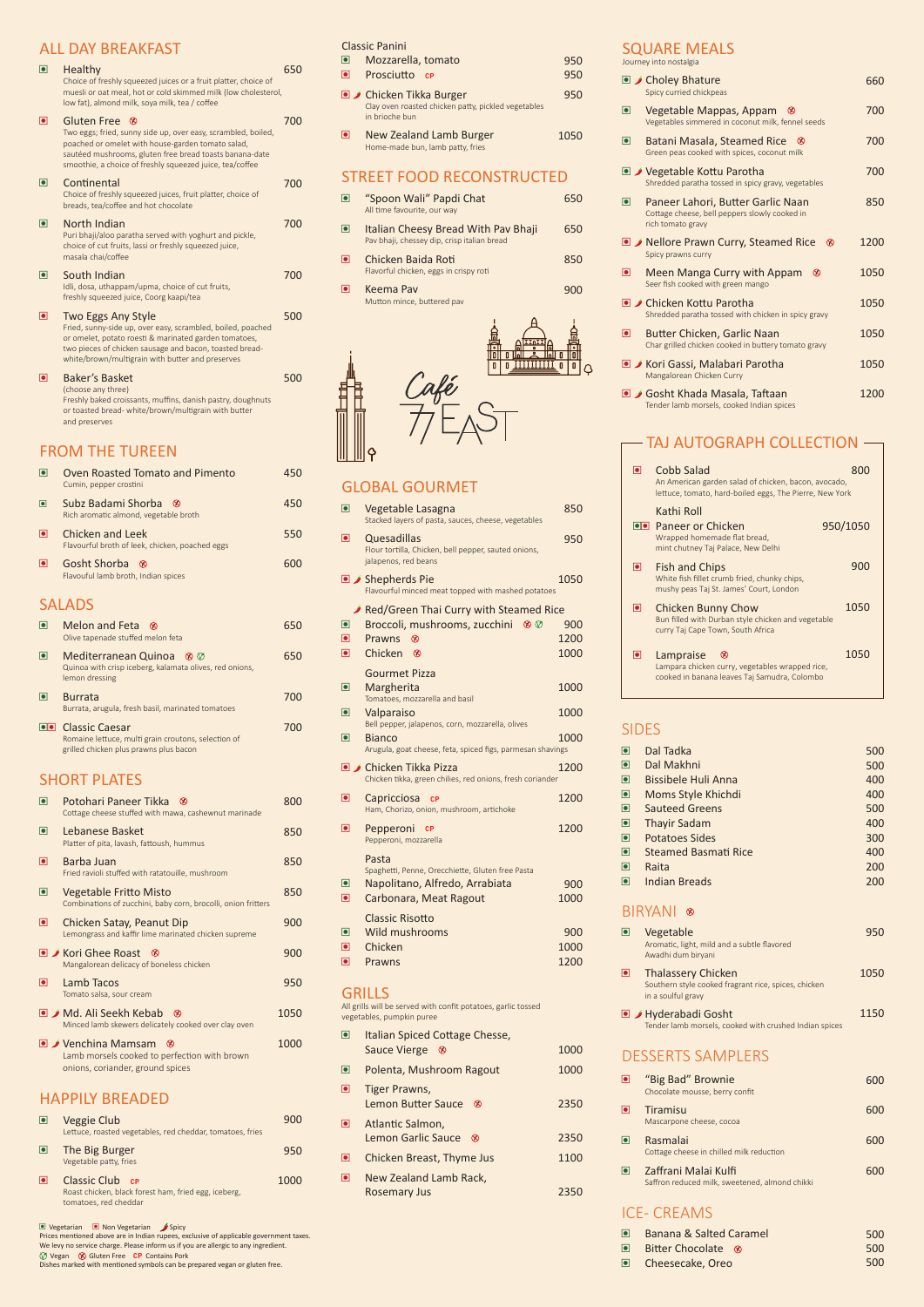## ALL DAY BREAKFAST

**Healthy** — 650
Choice of freshly squeezed juices or a fruit platter, choice of muesli or oat meal, hot or cold skimmed milk (low cholesterol, low fat), almond milk, soya milk, tea / coffee

**Gluten Free** — 700
Two eggs; fried, sunny side up, over easy, scrambled, boiled, poached or omelet with house-garden tomato salad, sautéed mushrooms, gluten free bread toasts banana-date smoothie, a choice of freshly squeezed juice, tea/coffee

**Continental** — 700
Choice of freshly squeezed juices, fruit platter, choice of breads, tea/coffee and hot chocolate

**North Indian** — 700
Puri bhaji/aloo paratha served with yoghurt and pickle, choice of cut fruits, lassi or freshly squeezed juice, masala chai/coffee

**South Indian** — 700
Idli, dosa, uthappam/upma, choice of cut fruits, freshly squeezed juice, Coorg kaapi/tea

**Two Eggs Any Style** — 500
Fried, sunny-side up, over easy, scrambled, boiled, poached or omelet, potato roesti & marinated garden tomatoes, two pieces of chicken sausage and bacon, toasted bread- white/brown/multigrain with butter and preserves

**Baker's Basket** — 500
(choose any three)
Freshly baked croissants, muffins, danish pastry, doughnuts or toasted bread- white/brown/multigrain with butter and preserves

## FROM THE TUREEN

| Item | Price |
|---|---|
| Oven Roasted Tomato and Pimento<br>Cumin, pepper crostini | 450 |
| Subz Badami Shorba (GF)<br>Rich aromatic almond, vegetable broth | 450 |
| Chicken and Leek<br>Flavourful broth of leek, chicken, poached eggs | 550 |
| Gosht Shorba (GF)<br>Flavouful lamb broth, Indian spices | 600 |

## SALADS

| Item | Price |
|---|---|
| Melon and Feta (GF)<br>Olive tapenade stuffed melon feta | 650 |
| Mediterranean Quinoa (GF) (V)<br>Quinoa with crisp iceberg, kalamata olives, red onions, lemon dressing | 650 |
| Burrata<br>Burrata, arugula, fresh basil, marinated tomatoes | 700 |
| Classic Caesar<br>Romaine lettuce, multi grain croutons, selection of grilled chicken plus prawns plus bacon | 700 |

## SHORT PLATES

| Item | Price |
|---|---|
| Potohari Paneer Tikka (GF)<br>Cottage cheese stuffed with mawa, cashewnut marinade | 800 |
| Lebanese Basket<br>Platter of pita, lavash, fattoush, hummus | 850 |
| Barba Juan<br>Fried ravioli stuffed with ratatouille, mushroom | 850 |
| Vegetable Fritto Misto<br>Combinations of zucchini, baby corn, brocolli, onion fritters | 850 |
| Chicken Satay, Peanut Dip<br>Lemongrass and kaffir lime marinated chicken supreme | 900 |
| Kori Ghee Roast (Spicy) (GF)<br>Mangalorean delicacy of boneless chicken | 900 |
| Lamb Tacos<br>Tomato salsa, sour cream | 950 |
| Md. Ali Seekh Kebab (Spicy) (GF)<br>Minced lamb skewers delicately cooked over clay oven | 1050 |
| Venchina Mamsam (Spicy) (GF)<br>Lamb morsels cooked to perfection with brown onions, coriander, ground spices | 1000 |

## HAPPILY BREADED

| Item | Price |
|---|---|
| Veggie Club<br>Lettuce, roasted vegetables, red cheddar, tomatoes, fries | 900 |
| The Big Burger<br>Vegetable patty, fries | 950 |
| Classic Club (CP)<br>Roast chicken, black forest ham, fried egg, iceberg, tomatoes, red cheddar | 1000 |

Classic Panini

| Item | Price |
|---|---|
| Mozzarella, tomato | 950 |
| Prosciutto (CP) | 950 |
| Chicken Tikka Burger (Spicy)<br>Clay oven roasted chicken patty, pickled vegetables in brioche bun | 950 |
| New Zealand Lamb Burger<br>Home-made bun, lamb patty, fries | 1050 |

## STREET FOOD RECONSTRUCTED

| Item | Price |
|---|---|
| "Spoon Wali" Papdi Chat<br>All time favourite, our way | 650 |
| Italian Cheesy Bread With Pav Bhaji<br>Pav bhaji, chessey dip, crisp italian bread | 650 |
| Chicken Baida Roti<br>Flavorful chicken, eggs in crispy roti | 850 |
| Keema Pav<br>Mutton mince, buttered pav | 900 |

Café 77 EAST

## GLOBAL GOURMET

| Item | Price |
|---|---|
| Vegetable Lasagna<br>Stacked layers of pasta, sauces, cheese, vegetables | 850 |
| Quesadillas<br>Flour tortilla, Chicken, bell pepper, sauted onions, jalepenos, red beans | 950 |
| Shepherds Pie (Spicy)<br>Flavourful minced meat topped with mashed potatoes | 1050 |

Red/Green Thai Curry with Steamed Rice (Spicy)

| Item | Price |
|---|---|
| Broccoli, mushrooms, zucchini (GF) (V) | 900 |
| Prawns (GF) | 1200 |
| Chicken (GF) | 1000 |

Gourmet Pizza

| Item | Price |
|---|---|
| Margherita<br>Tomatoes, mozzarella and basil | 1000 |
| Valparaiso<br>Bell pepper, jalapenos, corn, mozzarella, olives | 1000 |
| Bianco<br>Arugula, goat cheese, feta, spiced figs, parmesan shavings | 1000 |
| Chicken Tikka Pizza (Spicy)<br>Chicken tikka, green chilies, red onions, fresh coriander | 1200 |
| Capricciosa (CP)<br>Ham, Chorizo, onion, mushroom, artichoke | 1200 |
| Pepperoni (CP)<br>Pepperoni, mozzarella | 1200 |

Pasta
Spaghetti, Penne, Orecchiette, Gluten free Pasta

| Item | Price |
|---|---|
| Napolitano, Alfredo, Arrabiata | 900 |
| Carbonara, Meat Ragout | 1000 |

Classic Risotto

| Item | Price |
|---|---|
| Wild mushrooms | 900 |
| Chicken | 1000 |
| Prawns | 1200 |

## GRILLS

All grills will be served with confit potatoes, garlic tossed vegetables, pumpkin puree

| Item | Price |
|---|---|
| Italian Spiced Cottage Chesse, Sauce Vierge (GF) | 1000 |
| Polenta, Mushroom Ragout | 1000 |
| Tiger Prawns, Lemon Butter Sauce (GF) | 2350 |
| Atlantic Salmon, Lemon Garlic Sauce (GF) | 2350 |
| Chicken Breast, Thyme Jus | 1100 |
| New Zealand Lamb Rack, Rosemary Jus | 2350 |

## SQUARE MEALS

Journey into nostalgia

| Item | Price |
|---|---|
| Choley Bhature (Spicy)<br>Spicy curried chickpeas | 660 |
| Vegetable Mappas, Appam (GF)<br>Vegetables simmered in coconut milk, fennel seeds | 700 |
| Batani Masala, Steamed Rice (GF)<br>Green peas cooked with spices, coconut milk | 700 |
| Vegetable Kottu Parotha (Spicy)<br>Shredded paratha tossed in spicy gravy, vegetables | 700 |
| Paneer Lahori, Butter Garlic Naan<br>Cottage cheese, bell peppers slowly cooked in rich tomato gravy | 850 |
| Nellore Prawn Curry, Steamed Rice (Spicy) (GF)<br>Spicy prawns curry | 1200 |
| Meen Manga Curry with Appam (GF)<br>Seer fish cooked with green mango | 1050 |
| Chicken Kottu Parotha (Spicy)<br>Shredded paratha tossed with chicken in spicy gravy | 1050 |
| Butter Chicken, Garlic Naan<br>Char grilled chicken cooked in buttery tomato gravy | 1050 |
| Kori Gassi, Malabari Parotha (Spicy)<br>Mangalorean Chicken Curry | 1050 |
| Gosht Khada Masala, Taftaan (Spicy)<br>Tender lamb morsels, cooked Indian spices | 1200 |

## TAJ AUTOGRAPH COLLECTION

| Item | Price |
|---|---|
| Cobb Salad<br>An American garden salad of chicken, bacon, avocado, lettuce, tomato, hard-boiled eggs, The Pierre, New York | 800 |
| Kathi Roll<br>Paneer or Chicken<br>Wrapped homemade flat bread, mint chutney Taj Palace, New Delhi | 950/1050 |
| Fish and Chips<br>White fish fillet crumb fried, chunky chips, mushy peas Taj St. James' Court, London | 900 |
| Chicken Bunny Chow<br>Bun filled with Durban style chicken and vegetable curry Taj Cape Town, South Africa | 1050 |
| Lampraise (GF)<br>Lampara chicken curry, vegetables wrapped rice, cooked in banana leaves Taj Samudra, Colombo | 1050 |

## SIDES

| Item | Price |
|---|---|
| Dal Tadka | 500 |
| Dal Makhni | 500 |
| Bissibele Huli Anna | 400 |
| Moms Style Khichdi | 400 |
| Sauteed Greens | 500 |
| Thayir Sadam | 400 |
| Potatoes Sides | 300 |
| Steamed Basmati Rice | 400 |
| Raita | 200 |
| Indian Breads | 200 |

## BIRYANI (GF)

| Item | Price |
|---|---|
| Vegetable<br>Aromatic, light, mild and a subtle flavored Awadhi dum biryani | 950 |
| Thalassery Chicken<br>Southern style cooked fragrant rice, spices, chicken in a soulful gravy | 1050 |
| Hyderabadi Gosht (Spicy)<br>Tender lamb morsels, cooked with crushed Indian spices | 1150 |

## DESSERTS SAMPLERS

| Item | Price |
|---|---|
| "Big Bad" Brownie<br>Chocolate mousse, berry confit | 600 |
| Tiramisu<br>Mascarpone cheese, cocoa | 600 |
| Rasmalai<br>Cottage cheese in chilled milk reduction | 600 |
| Zaffrani Malai Kulfi<br>Saffron reduced milk, sweetened, almond chikki | 600 |

## ICE- CREAMS

| Item | Price |
|---|---|
| Banana & Salted Caramel | 500 |
| Bitter Chocolate (GF) | 500 |
| Cheesecake, Oreo | 500 |

Vegetarian | Non Vegetarian | Spicy
Prices mentioned above are in Indian rupees, exclusive of applicable government taxes.
We levy no service charge. Please inform us if you are allergic to any ingredient.
(V) Vegan (GF) Gluten Free CP Contains Pork
Dishes marked with mentioned symbols can be prepared vegan or gluten free.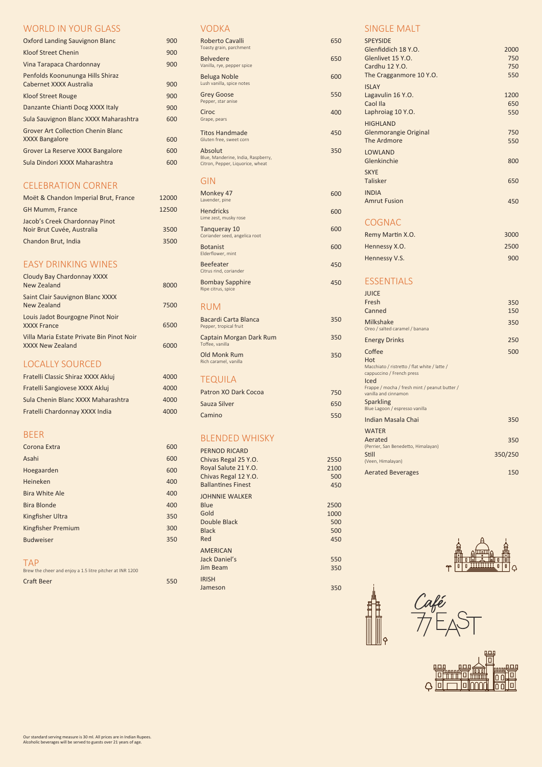## WORLD IN YOUR GLASS

| | |
|---|---|
| Oxford Landing Sauvignon Blanc | 900 |
| Kloof Street Chenin | 900 |
| Vina Tarapaca Chardonnay | 900 |
| Penfolds Koonunga Hills Shiraz Cabernet XXXX Australia | 900 |
| Kloof Street Rouge | 900 |
| Danzante Chianti Docg XXXX Italy | 900 |
| Sula Sauvignon Blanc XXXX Maharashtra | 600 |
| Grover Art Collection Chenin Blanc XXXX Bangalore | 600 |
| Grover La Reserve XXXX Bangalore | 600 |
| Sula Dindori XXXX Maharashtra | 600 |

## CELEBRATION CORNER

| | |
|---|---|
| Moët & Chandon Imperial Brut, France | 12000 |
| GH Mumm, France | 12500 |
| Jacob's Creek Chardonnay Pinot Noir Brut Cuvée, Australia | 3500 |
| Chandon Brut, India | 3500 |

## EASY DRINKING WINES

| | |
|---|---|
| Cloudy Bay Chardonnay XXXX New Zealand | 8000 |
| Saint Clair Sauvignon Blanc XXXX New Zealand | 7500 |
| Louis Jadot Bourgogne Pinot Noir XXXX France | 6500 |
| Villa Maria Estate Private Bin Pinot Noir XXXX New Zealand | 6000 |

## LOCALLY SOURCED

| | |
|---|---|
| Fratelli Classic Shiraz XXXX Akluj | 4000 |
| Fratelli Sangiovese XXXX Akluj | 4000 |
| Sula Chenin Blanc XXXX Maharashtra | 4000 |
| Fratelli Chardonnay XXXX India | 4000 |

## BEER

| | |
|---|---|
| Corona Extra | 600 |
| Asahi | 600 |
| Hoegaarden | 600 |
| Heineken | 400 |
| Bira White Ale | 400 |
| Bira Blonde | 400 |
| Kingfisher Ultra | 350 |
| Kingfisher Premium | 300 |
| Budweiser | 350 |

## TAP

Brew the cheer and enjoy a 1.5 litre pitcher at INR 1200

| | |
|---|---|
| Craft Beer | 550 |

## VODKA

| | |
|---|---|
| Roberto Cavalli<br>Toasty grain, parchment | 650 |
| Belvedere<br>Vanilla, rye, pepper spice | 650 |
| Beluga Noble<br>Lush vanilla, spice notes | 600 |
| Grey Goose<br>Pepper, star anise | 550 |
| Ciroc<br>Grape, pears | 400 |
| Titos Handmade<br>Gluten free, sweet corn | 450 |
| Absolut<br>Blue, Manderine, India, Raspberry, Citron, Pepper, Liquorice, wheat | 350 |

## GIN

| | |
|---|---|
| Monkey 47<br>Lavender, pine | 600 |
| Hendricks<br>Lime zest, musky rose | 600 |
| Tanqueray 10<br>Coriander seed, angelica root | 600 |
| Botanist<br>Elderflower, mint | 600 |
| Beefeater<br>Citrus rind, coriander | 450 |
| Bombay Sapphire<br>Ripe citrus, spice | 450 |

## RUM

| | |
|---|---|
| Bacardi Carta Blanca<br>Pepper, tropical fruit | 350 |
| Captain Morgan Dark Rum<br>Toffee, vanilla | 350 |
| Old Monk Rum<br>Rich caramel, vanilla | 350 |

## TEQUILA

| | |
|---|---|
| Patron XO Dark Cocoa | 750 |
| Sauza Silver | 650 |
| Camino | 550 |

## BLENDED WHISKY

| | |
|---|---|
| **PERNOD RICARD** | |
| Chivas Regal 25 Y.O. | 2550 |
| Royal Salute 21 Y.O. | 2100 |
| Chivas Regal 12 Y.O. | 500 |
| Ballantines Finest | 450 |
| **JOHNNIE WALKER** | |
| Blue | 2500 |
| Gold | 1000 |
| Double Black | 500 |
| Black | 500 |
| Red | 450 |
| **AMERICAN** | |
| Jack Daniel's | 550 |
| Jim Beam | 350 |
| **IRISH** | |
| Jameson | 350 |

## SINGLE MALT

| | |
|---|---|
| **SPEYSIDE** | |
| Glenfiddich 18 Y.O. | 2000 |
| Glenlivet 15 Y.O. | 750 |
| Cardhu 12 Y.O. | 750 |
| The Cragganmore 10 Y.O. | 550 |
| **ISLAY** | |
| Lagavulin 16 Y.O. | 1200 |
| Caol Ila | 650 |
| Laphroiag 10 Y.O. | 550 |
| **HIGHLAND** | |
| Glenmorangie Original | 750 |
| The Ardmore | 550 |
| **LOWLAND** | |
| Glenkinchie | 800 |
| **SKYE** | |
| Talisker | 650 |
| **INDIA** | |
| Amrut Fusion | 450 |

## COGNAC

| | |
|---|---|
| Remy Martin X.O. | 3000 |
| Hennessy X.O. | 2500 |
| Hennessy V.S. | 900 |

## ESSENTIALS

| | |
|---|---|
| **JUICE** | |
| Fresh | 350 |
| Canned | 150 |
| Milkshake<br>Oreo / salted caramel / banana | 350 |
| Energy Drinks | 250 |
| Coffee | 500 |
| Hot<br>Macchiato / ristretto / flat white / latte / cappuccino / French press | |
| Iced<br>Frappe / mocha / fresh mint / peanut butter / vanilla and cinnamon | |
| Sparkling<br>Blue Lagoon / espresso vanilla | |
| Indian Masala Chai | 350 |
| **WATER** | |
| Aerated<br>(Perrier, San Benedetto, Himalayan) | 350 |
| Still<br>(Veen, Himalayan) | 350/250 |
| Aerated Beverages | 150 |

Café 77 EAST

Our standard serving measure is 30 ml. All prices are in Indian Rupees.
Alcoholic beverages will be served to guests over 21 years of age.